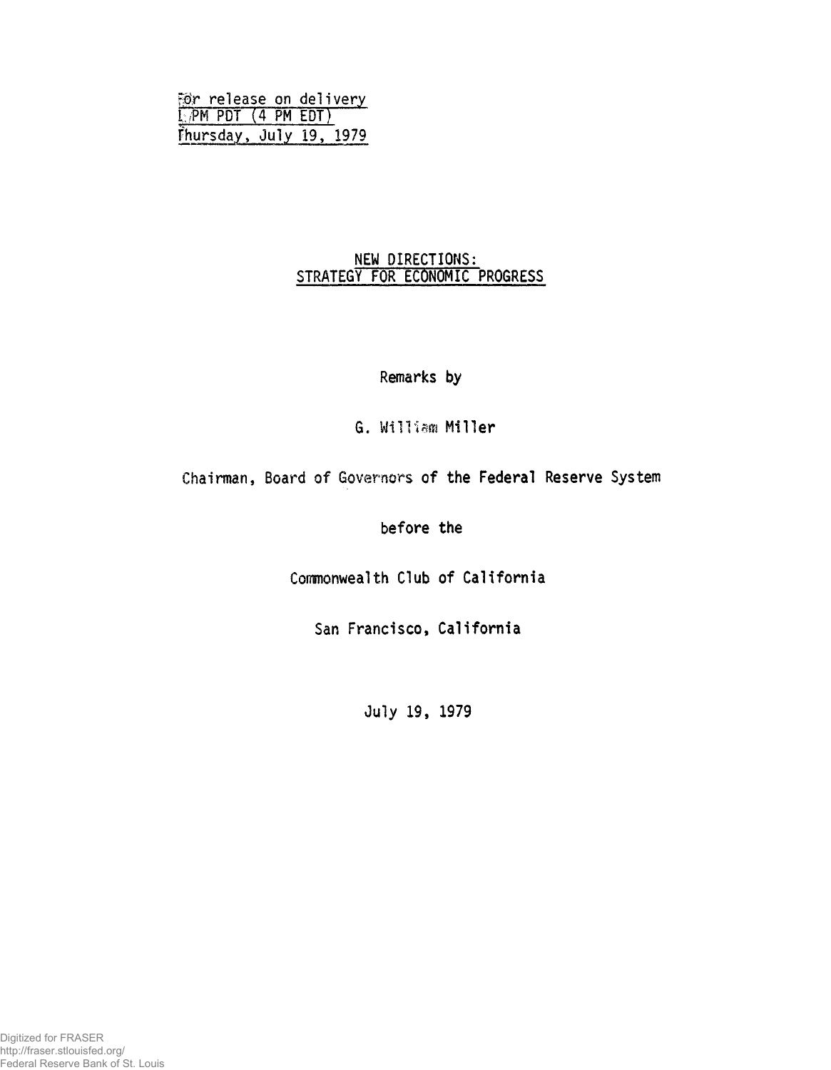For release on delivery
1 PM PDT (4 PM EDT)
Thursday, July 19, 1979

# NEW DIRECTIONS:
# STRATEGY FOR ECONOMIC PROGRESS

Remarks by

G. William Miller

Chairman, Board of Governors of the Federal Reserve System

before the

Commonwealth Club of California

San Francisco, California

July 19, 1979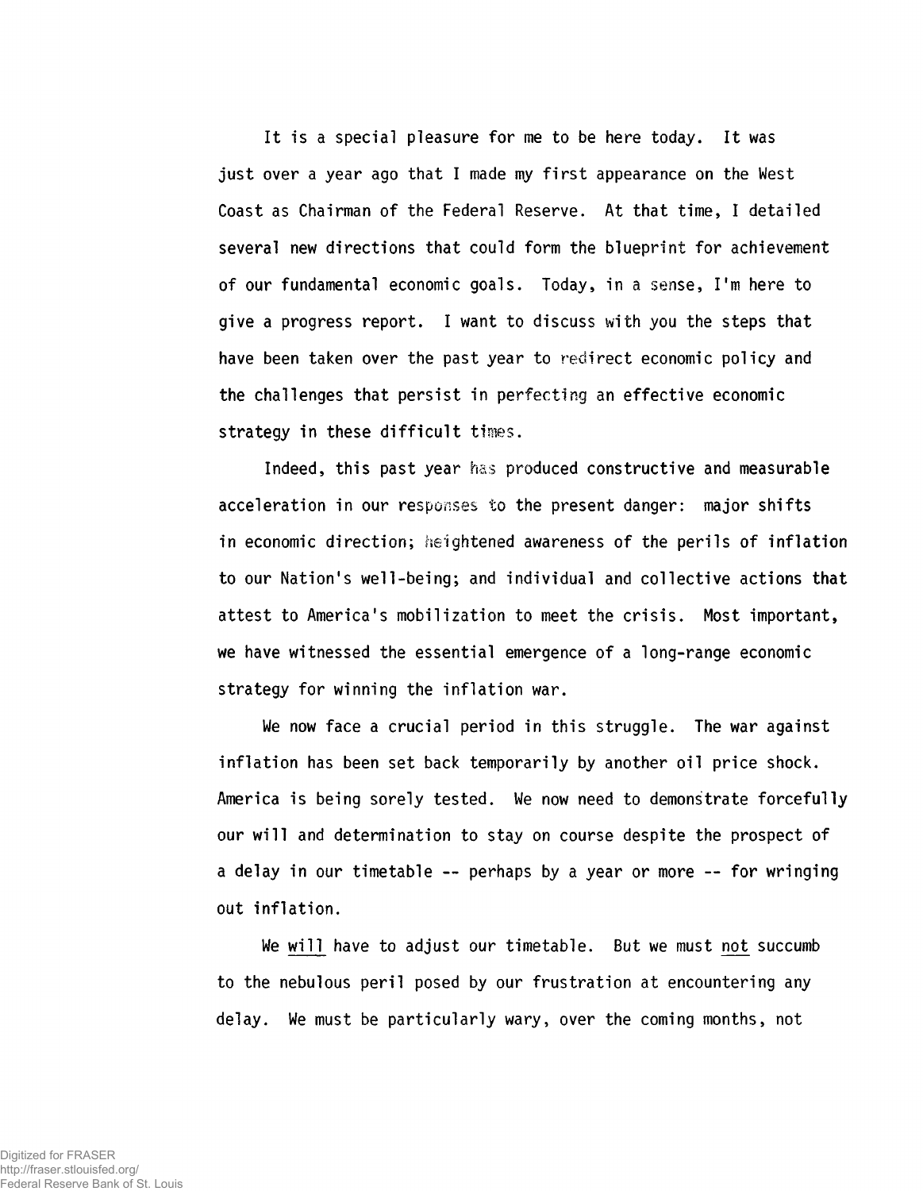It is a special pleasure for me to be here today. It was just over a year ago that I made my first appearance on the West Coast as Chairman of the Federal Reserve. At that time, I detailed several new directions that could form the blueprint for achievement of our fundamental economic goals. Today, in a sense, I'm here to give a progress report. I want to discuss with you the steps that have been taken over the past year to redirect economic policy and the challenges that persist in perfecting an effective economic strategy in these difficult times.

Indeed, this past year has produced constructive and measurable acceleration in our responses to the present danger: major shifts in economic direction; heightened awareness of the perils of inflation to our Nation's well-being; and individual and collective actions that attest to America's mobilization to meet the crisis. Most important, we have witnessed the essential emergence of a long-range economic strategy for winning the inflation war.

We now face a crucial period in this struggle. The war against inflation has been set back temporarily by another oil price shock. America is being sorely tested. We now need to demonstrate forcefully our will and determination to stay on course despite the prospect of a delay in our timetable -- perhaps by a year or more -- for wringing out inflation.

We <u>will</u> have to adjust our timetable. But we must <u>not</u> succumb to the nebulous peril posed by our frustration at encountering any delay. We must be particularly wary, over the coming months, not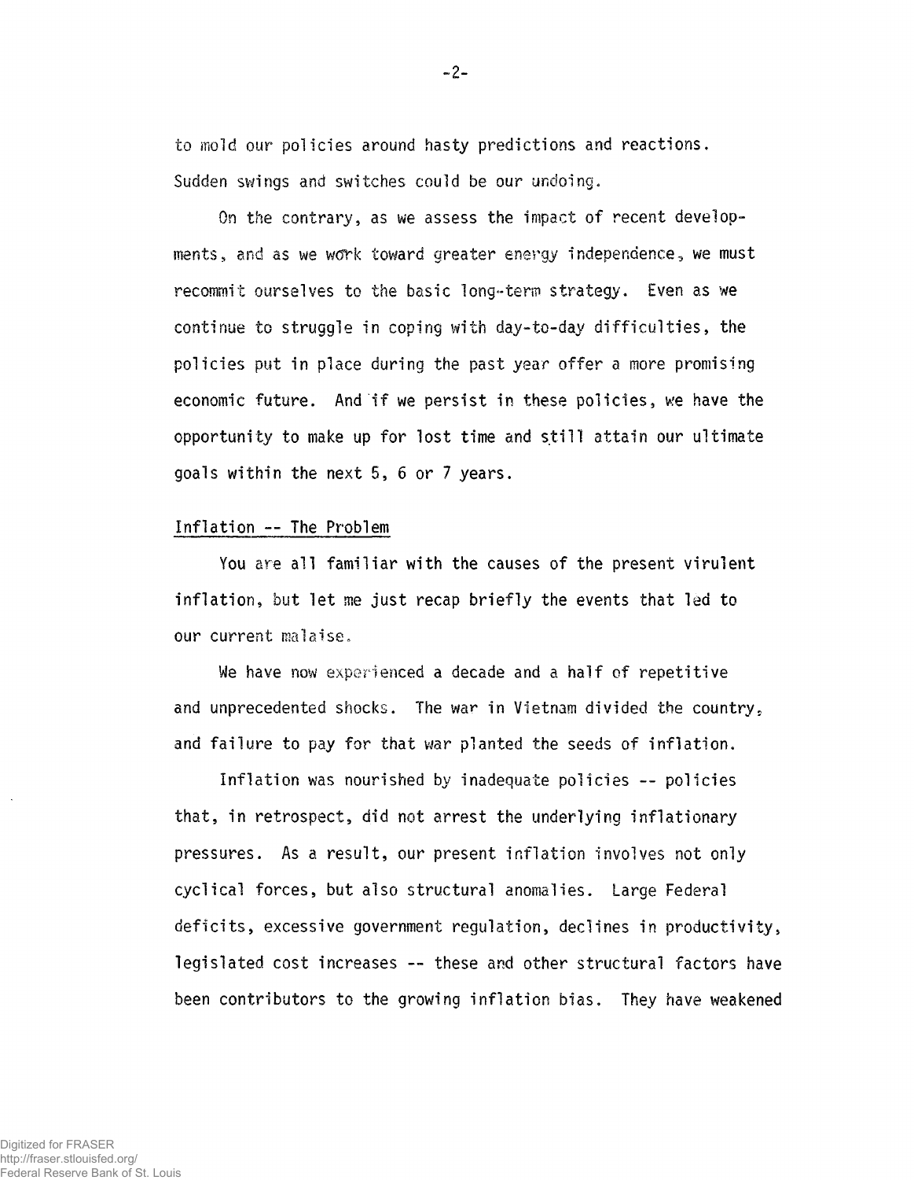to mold our policies around hasty predictions and reactions. Sudden swings and switches could be our undoing.

On the contrary, as we assess the impact of recent developments, and as we work toward greater energy independence, we must recommit ourselves to the basic long-term strategy. Even as we continue to struggle in coping with day-to-day difficulties, the policies put in place during the past year offer a more promising economic future. And if we persist in these policies, we have the opportunity to make up for lost time and still attain our ultimate goals within the next 5, 6 or 7 years.

## Inflation -- The Problem

You are all familiar with the causes of the present virulent inflation, but let me just recap briefly the events that led to our current malaise.

We have now experienced a decade and a half of repetitive and unprecedented shocks. The war in Vietnam divided the country, and failure to pay for that war planted the seeds of inflation.

Inflation was nourished by inadequate policies -- policies that, in retrospect, did not arrest the underlying inflationary pressures. As a result, our present inflation involves not only cyclical forces, but also structural anomalies. Large Federal deficits, excessive government regulation, declines in productivity, legislated cost increases -- these and other structural factors have been contributors to the growing inflation bias. They have weakened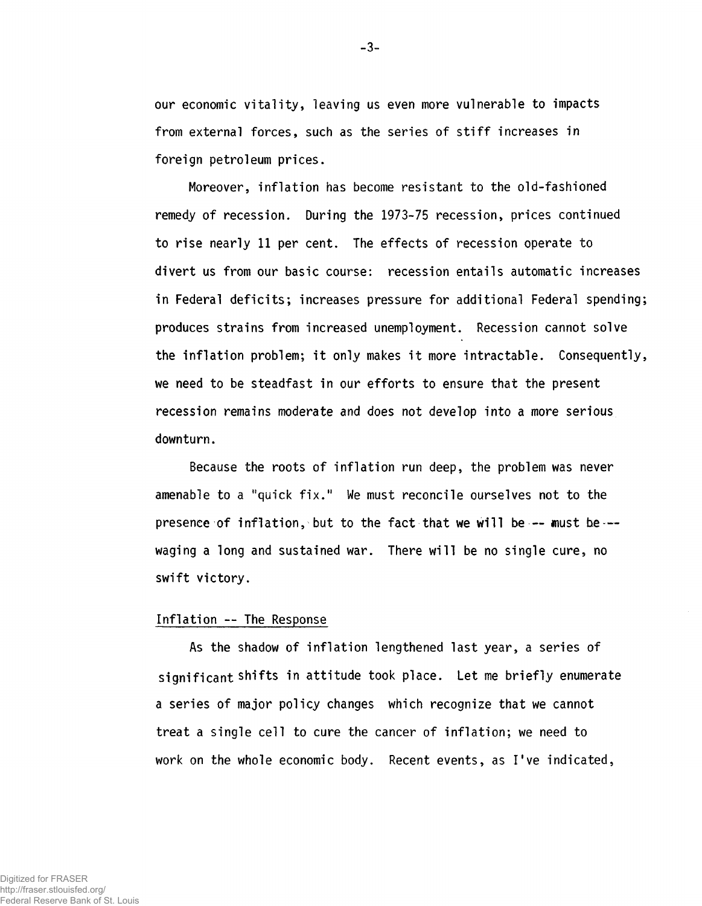our economic vitality, leaving us even more vulnerable to impacts from external forces, such as the series of stiff increases in foreign petroleum prices.

Moreover, inflation has become resistant to the old-fashioned remedy of recession. During the 1973-75 recession, prices continued to rise nearly 11 per cent. The effects of recession operate to divert us from our basic course: recession entails automatic increases in Federal deficits; increases pressure for additional Federal spending; produces strains from increased unemployment. Recession cannot solve the inflation problem; it only makes it more intractable. Consequently, we need to be steadfast in our efforts to ensure that the present recession remains moderate and does not develop into a more serious downturn.

Because the roots of inflation run deep, the problem was never amenable to a "quick fix." We must reconcile ourselves not to the presence of inflation, but to the fact that we will be -- must be -- waging a long and sustained war. There will be no single cure, no swift victory.

## Inflation -- The Response

As the shadow of inflation lengthened last year, a series of significant shifts in attitude took place. Let me briefly enumerate a series of major policy changes which recognize that we cannot treat a single cell to cure the cancer of inflation; we need to work on the whole economic body. Recent events, as I've indicated,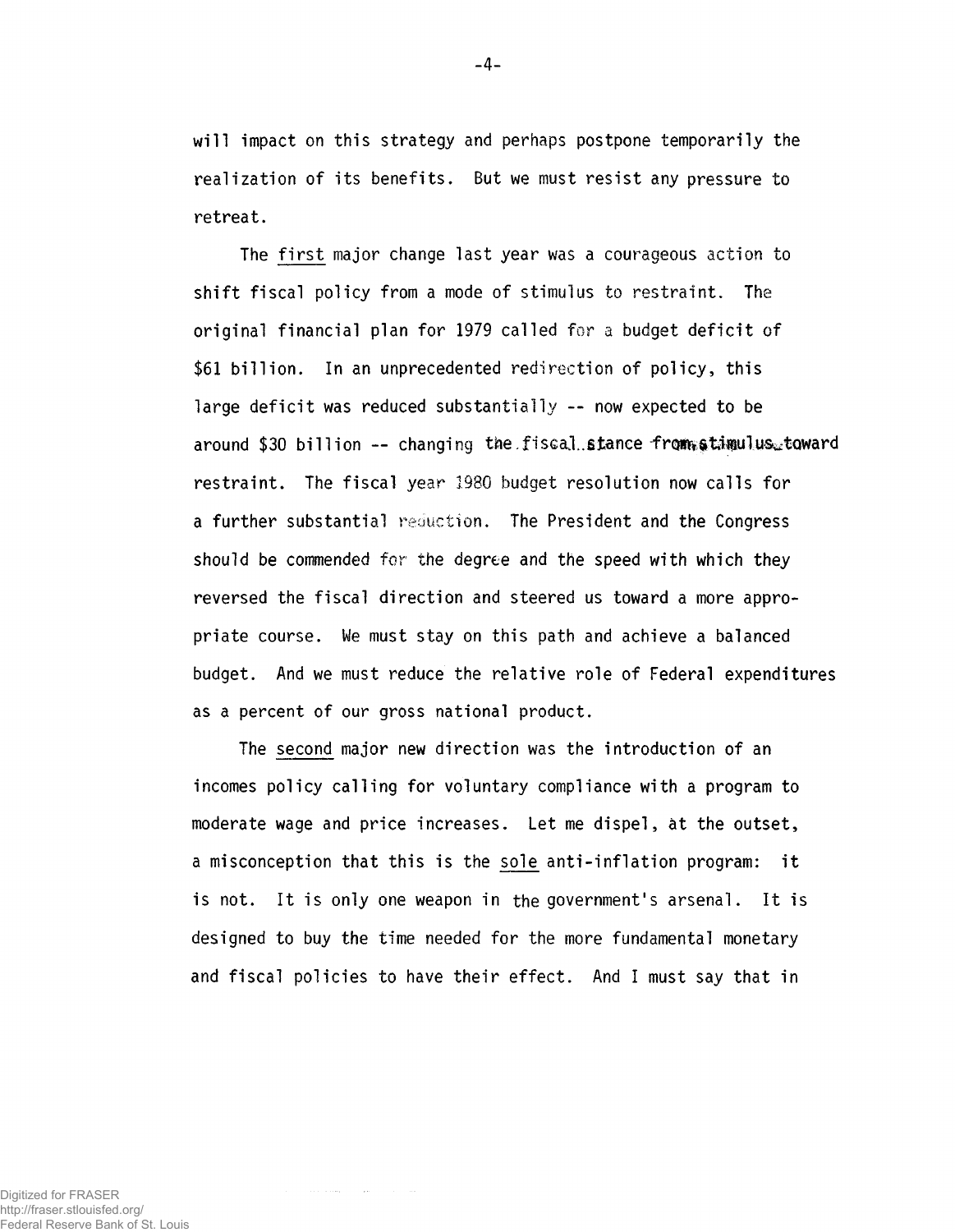will impact on this strategy and perhaps postpone temporarily the realization of its benefits. But we must resist any pressure to retreat.

The first major change last year was a courageous action to shift fiscal policy from a mode of stimulus to restraint. The original financial plan for 1979 called for a budget deficit of $61 billion. In an unprecedented redirection of policy, this large deficit was reduced substantially -- now expected to be around $30 billion -- changing the fiscal stance from stimulus toward restraint. The fiscal year 1980 budget resolution now calls for a further substantial reduction. The President and the Congress should be commended for the degree and the speed with which they reversed the fiscal direction and steered us toward a more appropriate course. We must stay on this path and achieve a balanced budget. And we must reduce the relative role of Federal expenditures as a percent of our gross national product.

The second major new direction was the introduction of an incomes policy calling for voluntary compliance with a program to moderate wage and price increases. Let me dispel, at the outset, a misconception that this is the sole anti-inflation program: it is not. It is only one weapon in the government's arsenal. It is designed to buy the time needed for the more fundamental monetary and fiscal policies to have their effect. And I must say that in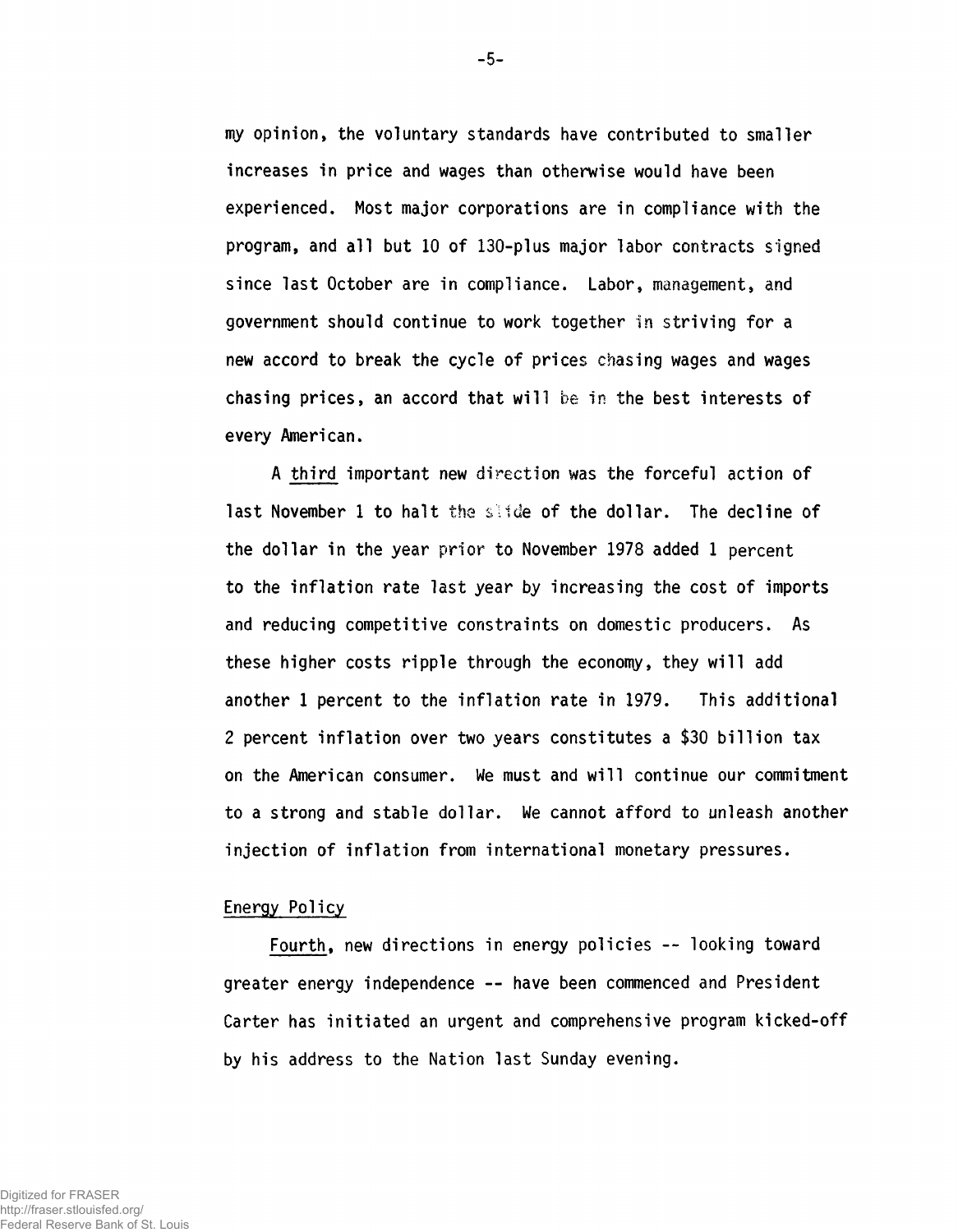my opinion, the voluntary standards have contributed to smaller increases in price and wages than otherwise would have been experienced. Most major corporations are in compliance with the program, and all but 10 of 130-plus major labor contracts signed since last October are in compliance. Labor, management, and government should continue to work together in striving for a new accord to break the cycle of prices chasing wages and wages chasing prices, an accord that will be in the best interests of every American.

A third important new direction was the forceful action of last November 1 to halt the slide of the dollar. The decline of the dollar in the year prior to November 1978 added 1 percent to the inflation rate last year by increasing the cost of imports and reducing competitive constraints on domestic producers. As these higher costs ripple through the economy, they will add another 1 percent to the inflation rate in 1979. This additional 2 percent inflation over two years constitutes a $30 billion tax on the American consumer. We must and will continue our commitment to a strong and stable dollar. We cannot afford to unleash another injection of inflation from international monetary pressures.

## Energy Policy

Fourth, new directions in energy policies -- looking toward greater energy independence -- have been commenced and President Carter has initiated an urgent and comprehensive program kicked-off by his address to the Nation last Sunday evening.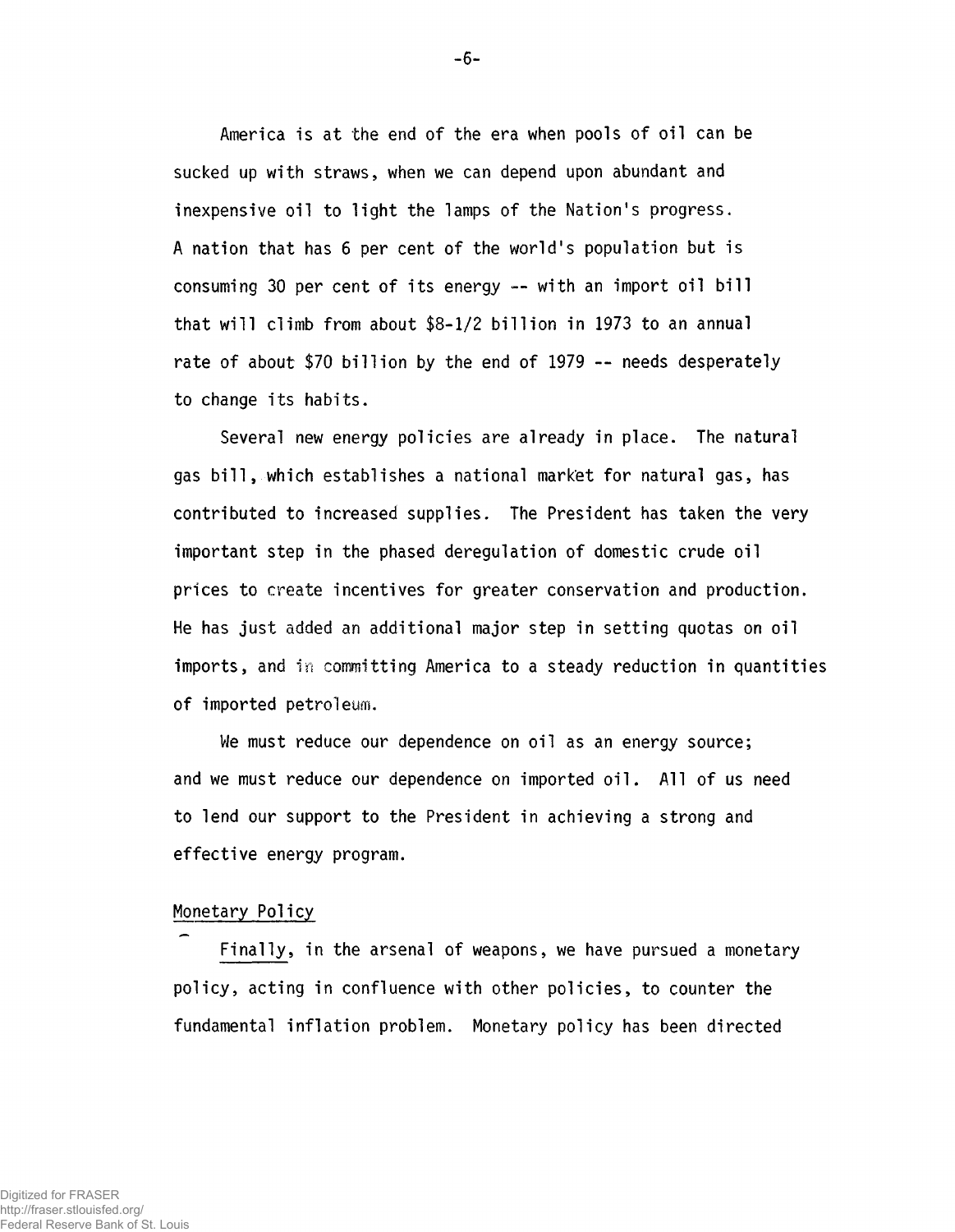America is at the end of the era when pools of oil can be sucked up with straws, when we can depend upon abundant and inexpensive oil to light the lamps of the Nation's progress. A nation that has 6 per cent of the world's population but is consuming 30 per cent of its energy -- with an import oil bill that will climb from about $8-1/2 billion in 1973 to an annual rate of about $70 billion by the end of 1979 -- needs desperately to change its habits.

Several new energy policies are already in place. The natural gas bill, which establishes a national market for natural gas, has contributed to increased supplies. The President has taken the very important step in the phased deregulation of domestic crude oil prices to create incentives for greater conservation and production. He has just added an additional major step in setting quotas on oil imports, and in committing America to a steady reduction in quantities of imported petroleum.

We must reduce our dependence on oil as an energy source; and we must reduce our dependence on imported oil. All of us need to lend our support to the President in achieving a strong and effective energy program.

## Monetary Policy

Finally, in the arsenal of weapons, we have pursued a monetary policy, acting in confluence with other policies, to counter the fundamental inflation problem. Monetary policy has been directed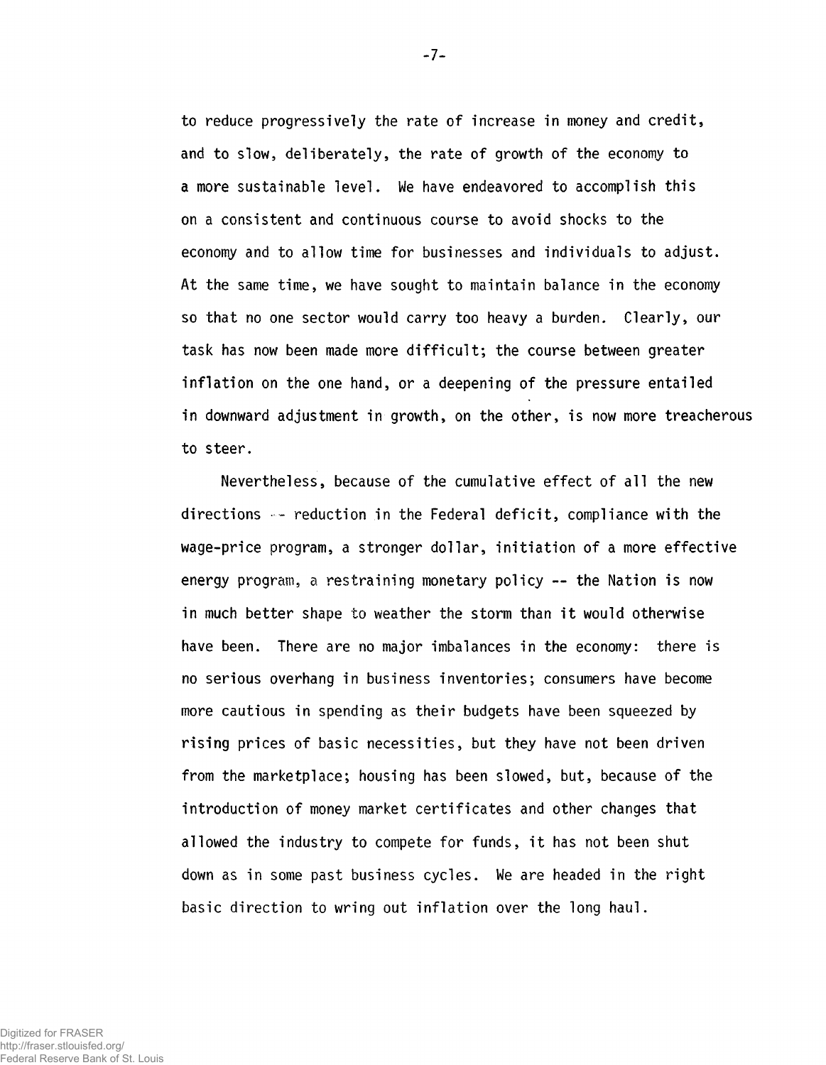to reduce progressively the rate of increase in money and credit, and to slow, deliberately, the rate of growth of the economy to a more sustainable level. We have endeavored to accomplish this on a consistent and continuous course to avoid shocks to the economy and to allow time for businesses and individuals to adjust. At the same time, we have sought to maintain balance in the economy so that no one sector would carry too heavy a burden. Clearly, our task has now been made more difficult; the course between greater inflation on the one hand, or a deepening of the pressure entailed in downward adjustment in growth, on the other, is now more treacherous to steer.

Nevertheless, because of the cumulative effect of all the new directions -- reduction in the Federal deficit, compliance with the wage-price program, a stronger dollar, initiation of a more effective energy program, a restraining monetary policy -- the Nation is now in much better shape to weather the storm than it would otherwise have been. There are no major imbalances in the economy: there is no serious overhang in business inventories; consumers have become more cautious in spending as their budgets have been squeezed by rising prices of basic necessities, but they have not been driven from the marketplace; housing has been slowed, but, because of the introduction of money market certificates and other changes that allowed the industry to compete for funds, it has not been shut down as in some past business cycles. We are headed in the right basic direction to wring out inflation over the long haul.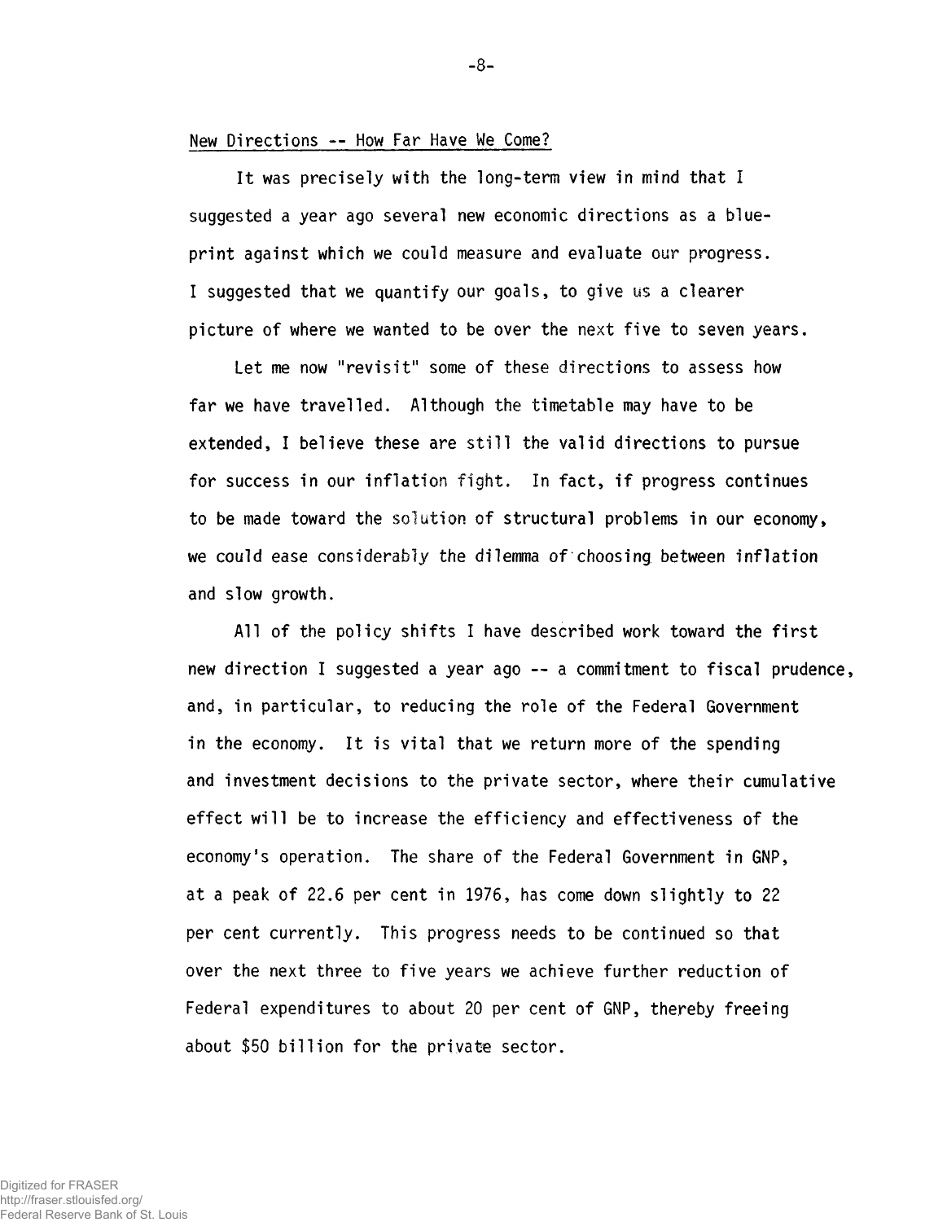## New Directions -- How Far Have We Come?

It was precisely with the long-term view in mind that I suggested a year ago several new economic directions as a blueprint against which we could measure and evaluate our progress. I suggested that we quantify our goals, to give us a clearer picture of where we wanted to be over the next five to seven years.

Let me now "revisit" some of these directions to assess how far we have travelled. Although the timetable may have to be extended, I believe these are still the valid directions to pursue for success in our inflation fight. In fact, if progress continues to be made toward the solution of structural problems in our economy, we could ease considerably the dilemma of choosing between inflation and slow growth.

All of the policy shifts I have described work toward the first new direction I suggested a year ago -- a commitment to fiscal prudence, and, in particular, to reducing the role of the Federal Government in the economy. It is vital that we return more of the spending and investment decisions to the private sector, where their cumulative effect will be to increase the efficiency and effectiveness of the economy's operation. The share of the Federal Government in GNP, at a peak of 22.6 per cent in 1976, has come down slightly to 22 per cent currently. This progress needs to be continued so that over the next three to five years we achieve further reduction of Federal expenditures to about 20 per cent of GNP, thereby freeing about $50 billion for the private sector.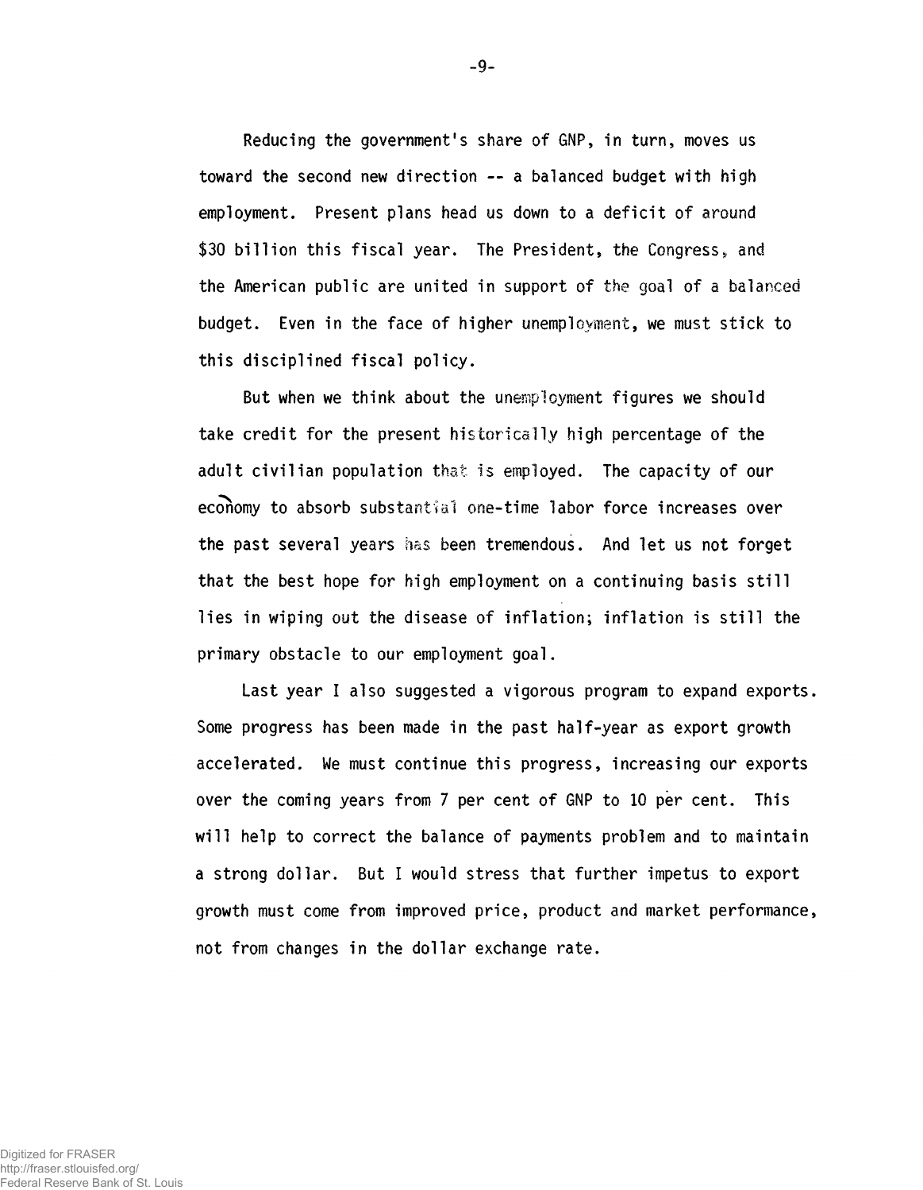Reducing the government's share of GNP, in turn, moves us toward the second new direction -- a balanced budget with high employment. Present plans head us down to a deficit of around $30 billion this fiscal year. The President, the Congress, and the American public are united in support of the goal of a balanced budget. Even in the face of higher unemployment, we must stick to this disciplined fiscal policy.

But when we think about the unemployment figures we should take credit for the present historically high percentage of the adult civilian population that is employed. The capacity of our economy to absorb substantial one-time labor force increases over the past several years has been tremendous. And let us not forget that the best hope for high employment on a continuing basis still lies in wiping out the disease of inflation; inflation is still the primary obstacle to our employment goal.

Last year I also suggested a vigorous program to expand exports. Some progress has been made in the past half-year as export growth accelerated. We must continue this progress, increasing our exports over the coming years from 7 per cent of GNP to 10 per cent. This will help to correct the balance of payments problem and to maintain a strong dollar. But I would stress that further impetus to export growth must come from improved price, product and market performance, not from changes in the dollar exchange rate.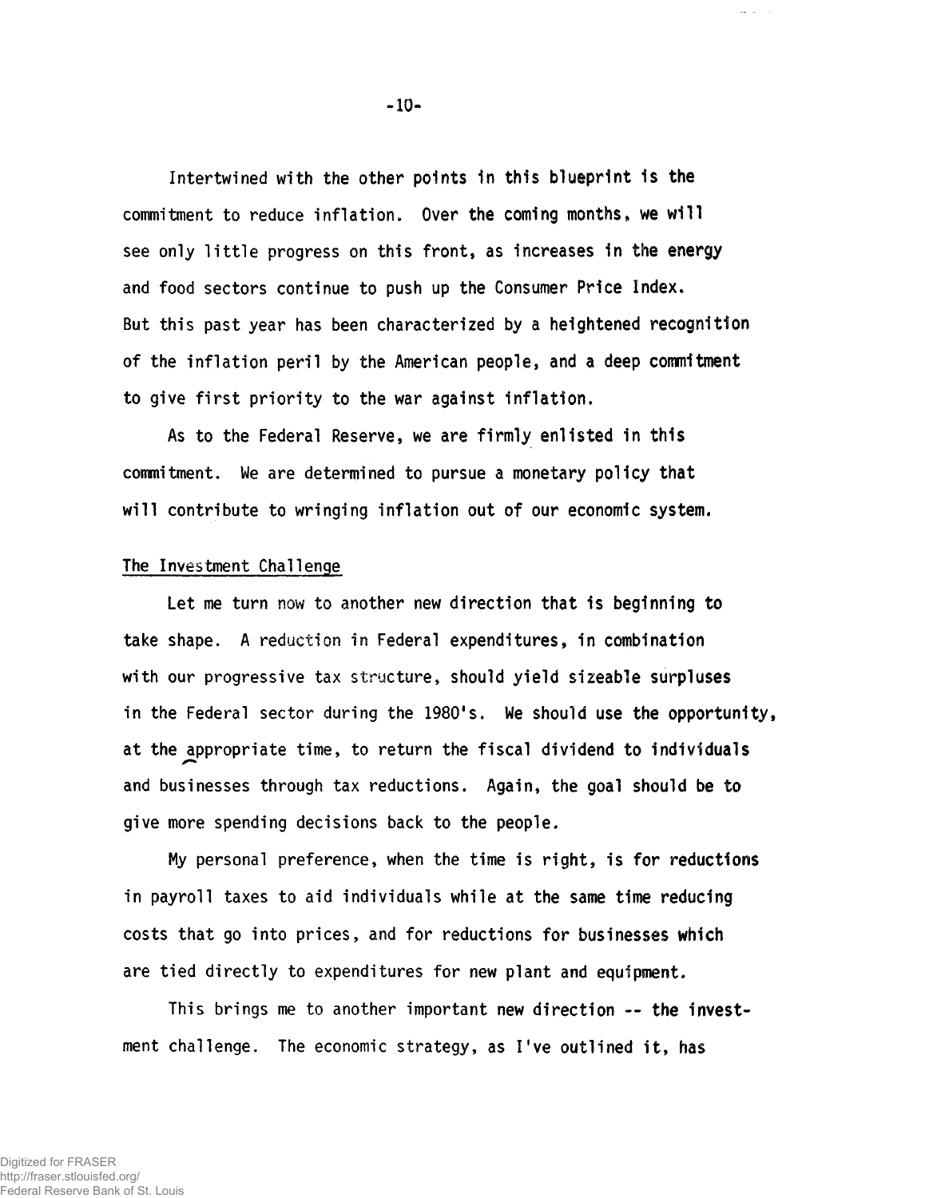Intertwined with the other points in this blueprint is the commitment to reduce inflation. Over the coming months, we will see only little progress on this front, as increases in the energy and food sectors continue to push up the Consumer Price Index. But this past year has been characterized by a heightened recognition of the inflation peril by the American people, and a deep commitment to give first priority to the war against inflation.

As to the Federal Reserve, we are firmly enlisted in this commitment. We are determined to pursue a monetary policy that will contribute to wringing inflation out of our economic system.

## The Investment Challenge

Let me turn now to another new direction that is beginning to take shape. A reduction in Federal expenditures, in combination with our progressive tax structure, should yield sizeable surpluses in the Federal sector during the 1980's. We should use the opportunity, at the appropriate time, to return the fiscal dividend to individuals and businesses through tax reductions. Again, the goal should be to give more spending decisions back to the people.

My personal preference, when the time is right, is for reductions in payroll taxes to aid individuals while at the same time reducing costs that go into prices, and for reductions for businesses which are tied directly to expenditures for new plant and equipment.

This brings me to another important new direction -- the investment challenge. The economic strategy, as I've outlined it, has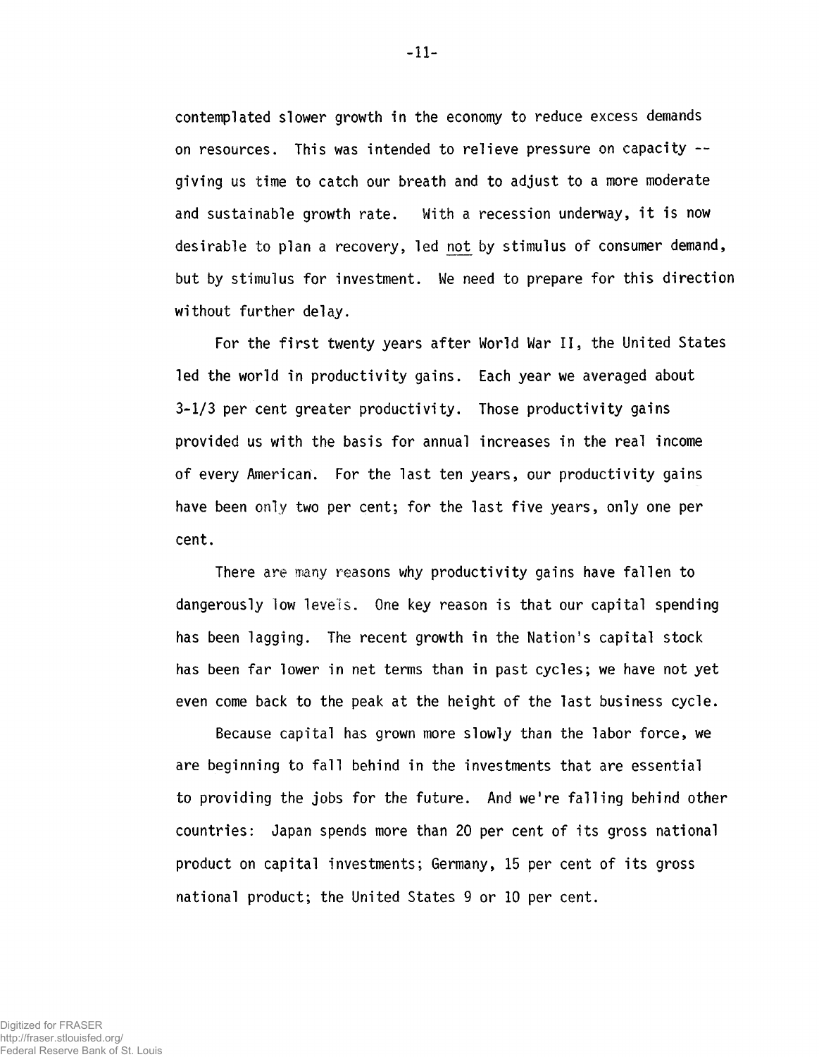contemplated slower growth in the economy to reduce excess demands on resources. This was intended to relieve pressure on capacity -- giving us time to catch our breath and to adjust to a more moderate and sustainable growth rate. With a recession underway, it is now desirable to plan a recovery, led not by stimulus of consumer demand, but by stimulus for investment. We need to prepare for this direction without further delay.

For the first twenty years after World War II, the United States led the world in productivity gains. Each year we averaged about 3-1/3 per cent greater productivity. Those productivity gains provided us with the basis for annual increases in the real income of every American. For the last ten years, our productivity gains have been only two per cent; for the last five years, only one per cent.

There are many reasons why productivity gains have fallen to dangerously low levels. One key reason is that our capital spending has been lagging. The recent growth in the Nation's capital stock has been far lower in net terms than in past cycles; we have not yet even come back to the peak at the height of the last business cycle.

Because capital has grown more slowly than the labor force, we are beginning to fall behind in the investments that are essential to providing the jobs for the future. And we're falling behind other countries: Japan spends more than 20 per cent of its gross national product on capital investments; Germany, 15 per cent of its gross national product; the United States 9 or 10 per cent.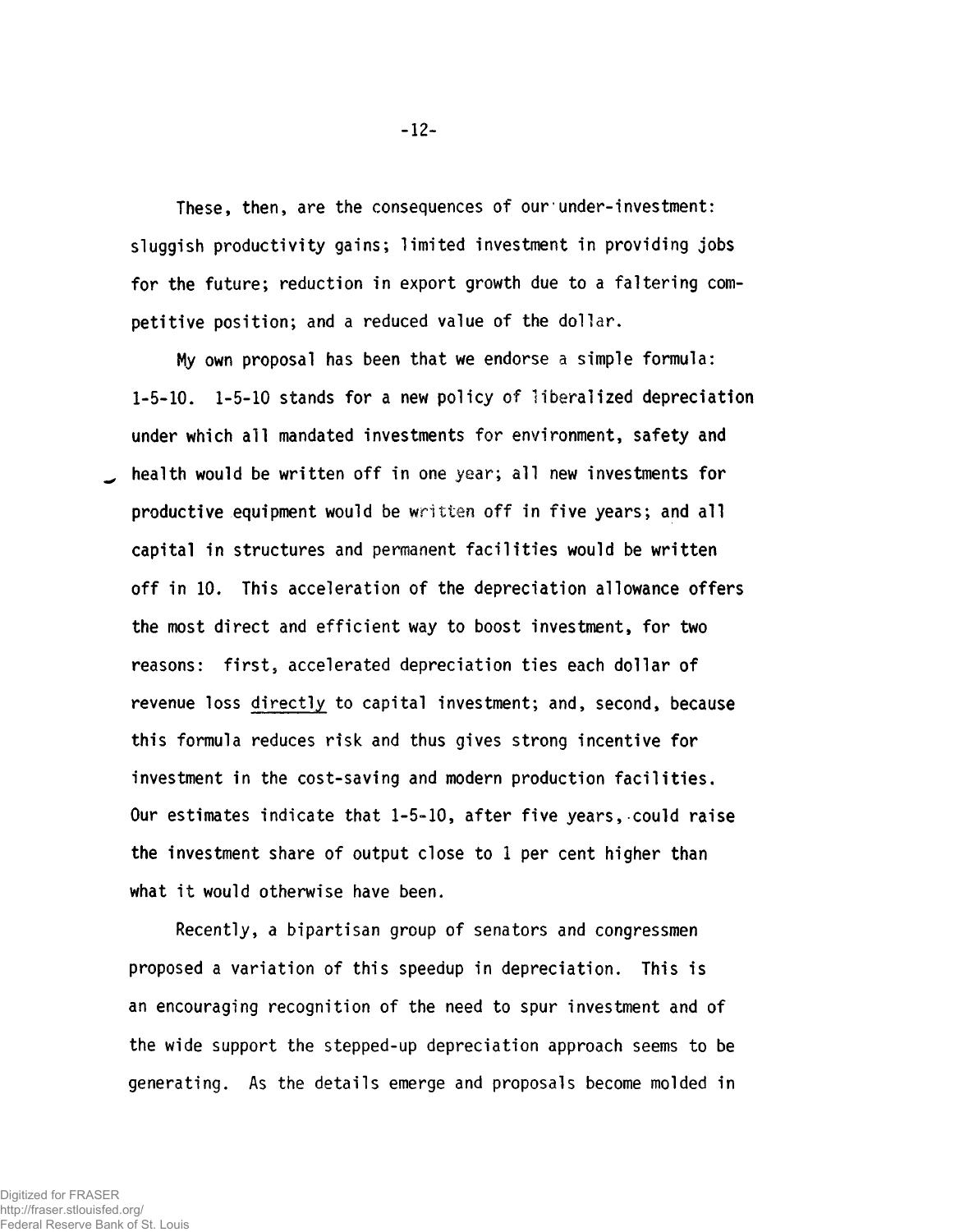These, then, are the consequences of our under-investment: sluggish productivity gains; limited investment in providing jobs for the future; reduction in export growth due to a faltering competitive position; and a reduced value of the dollar.

My own proposal has been that we endorse a simple formula: 1-5-10. 1-5-10 stands for a new policy of liberalized depreciation under which all mandated investments for environment, safety and health would be written off in one year; all new investments for productive equipment would be written off in five years; and all capital in structures and permanent facilities would be written off in 10. This acceleration of the depreciation allowance offers the most direct and efficient way to boost investment, for two reasons: first, accelerated depreciation ties each dollar of revenue loss directly to capital investment; and, second, because this formula reduces risk and thus gives strong incentive for investment in the cost-saving and modern production facilities. Our estimates indicate that 1-5-10, after five years, could raise the investment share of output close to 1 per cent higher than what it would otherwise have been.

Recently, a bipartisan group of senators and congressmen proposed a variation of this speedup in depreciation. This is an encouraging recognition of the need to spur investment and of the wide support the stepped-up depreciation approach seems to be generating. As the details emerge and proposals become molded in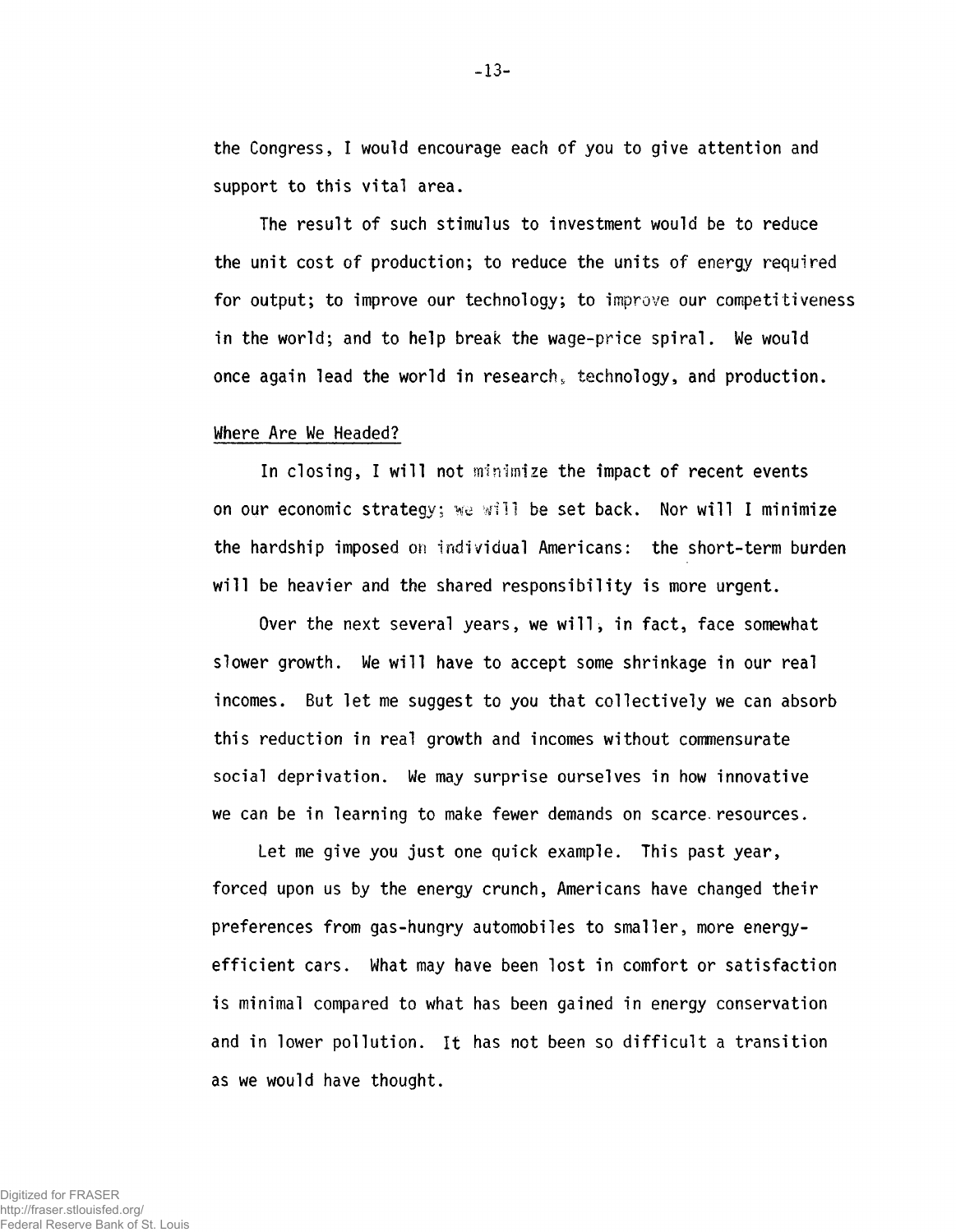the Congress, I would encourage each of you to give attention and support to this vital area.

The result of such stimulus to investment would be to reduce the unit cost of production; to reduce the units of energy required for output; to improve our technology; to improve our competitiveness in the world; and to help break the wage-price spiral. We would once again lead the world in research, technology, and production.

## Where Are We Headed?

In closing, I will not minimize the impact of recent events on our economic strategy; we will be set back. Nor will I minimize the hardship imposed on individual Americans: the short-term burden will be heavier and the shared responsibility is more urgent.

Over the next several years, we will, in fact, face somewhat slower growth. We will have to accept some shrinkage in our real incomes. But let me suggest to you that collectively we can absorb this reduction in real growth and incomes without commensurate social deprivation. We may surprise ourselves in how innovative we can be in learning to make fewer demands on scarce resources.

Let me give you just one quick example. This past year, forced upon us by the energy crunch, Americans have changed their preferences from gas-hungry automobiles to smaller, more energy-efficient cars. What may have been lost in comfort or satisfaction is minimal compared to what has been gained in energy conservation and in lower pollution. It has not been so difficult a transition as we would have thought.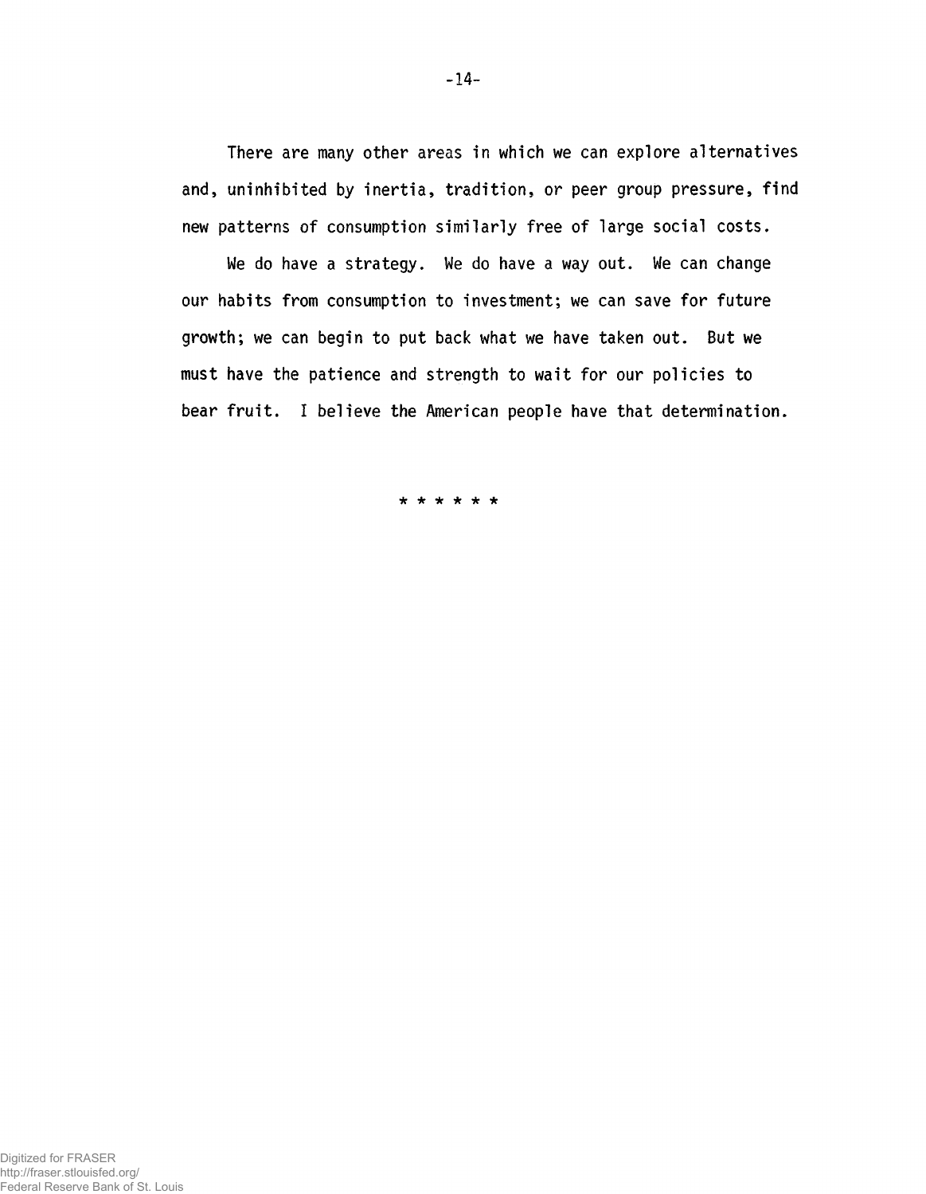There are many other areas in which we can explore alternatives and, uninhibited by inertia, tradition, or peer group pressure, find new patterns of consumption similarly free of large social costs.

We do have a strategy. We do have a way out. We can change our habits from consumption to investment; we can save for future growth; we can begin to put back what we have taken out. But we must have the patience and strength to wait for our policies to bear fruit. I believe the American people have that determination.

* * * * * *